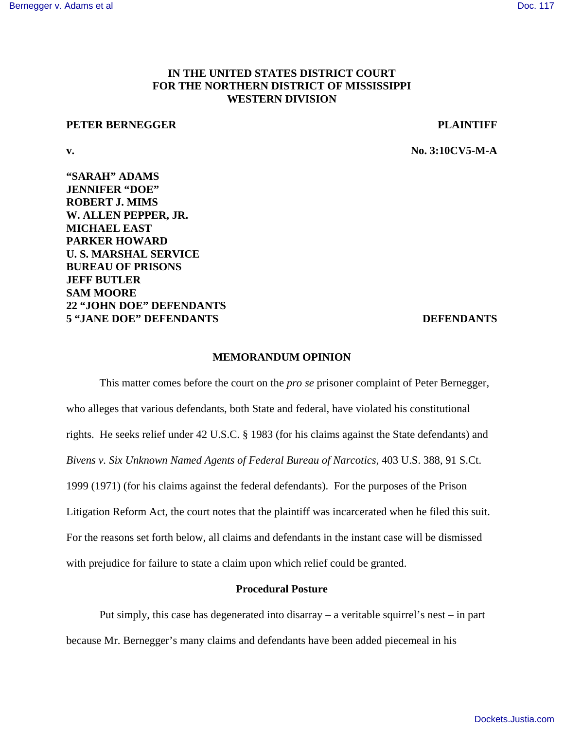**IN THE UNITED STATES DISTRICT COURT**
**FOR THE NORTHERN DISTRICT OF MISSISSIPPI**
**WESTERN DIVISION**

**PETER BERNEGGER** **PLAINTIFF**

**v.** **No. 3:10CV5-M-A**

**"SARAH" ADAMS**
**JENNIFER "DOE"**
**ROBERT J. MIMS**
**W. ALLEN PEPPER, JR.**
**MICHAEL EAST**
**PARKER HOWARD**
**U. S. MARSHAL SERVICE**
**BUREAU OF PRISONS**
**JEFF BUTLER**
**SAM MOORE**
**22 "JOHN DOE" DEFENDANTS**
**5 "JANE DOE" DEFENDANTS** **DEFENDANTS**

## MEMORANDUM OPINION

This matter comes before the court on the *pro se* prisoner complaint of Peter Bernegger, who alleges that various defendants, both State and federal, have violated his constitutional rights. He seeks relief under 42 U.S.C. § 1983 (for his claims against the State defendants) and *Bivens v. Six Unknown Named Agents of Federal Bureau of Narcotics*, 403 U.S. 388, 91 S.Ct. 1999 (1971) (for his claims against the federal defendants). For the purposes of the Prison Litigation Reform Act, the court notes that the plaintiff was incarcerated when he filed this suit. For the reasons set forth below, all claims and defendants in the instant case will be dismissed with prejudice for failure to state a claim upon which relief could be granted.

### Procedural Posture

Put simply, this case has degenerated into disarray – a veritable squirrel's nest – in part because Mr. Bernegger's many claims and defendants have been added piecemeal in his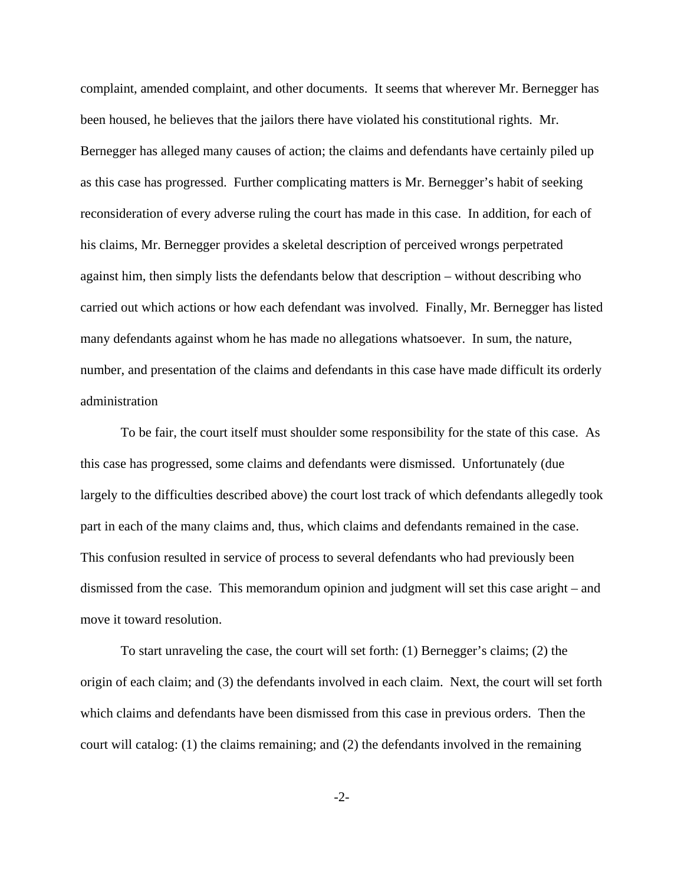complaint, amended complaint, and other documents. It seems that wherever Mr. Bernegger has been housed, he believes that the jailors there have violated his constitutional rights. Mr. Bernegger has alleged many causes of action; the claims and defendants have certainly piled up as this case has progressed. Further complicating matters is Mr. Bernegger's habit of seeking reconsideration of every adverse ruling the court has made in this case. In addition, for each of his claims, Mr. Bernegger provides a skeletal description of perceived wrongs perpetrated against him, then simply lists the defendants below that description – without describing who carried out which actions or how each defendant was involved. Finally, Mr. Bernegger has listed many defendants against whom he has made no allegations whatsoever. In sum, the nature, number, and presentation of the claims and defendants in this case have made difficult its orderly administration

To be fair, the court itself must shoulder some responsibility for the state of this case. As this case has progressed, some claims and defendants were dismissed. Unfortunately (due largely to the difficulties described above) the court lost track of which defendants allegedly took part in each of the many claims and, thus, which claims and defendants remained in the case. This confusion resulted in service of process to several defendants who had previously been dismissed from the case. This memorandum opinion and judgment will set this case aright – and move it toward resolution.

To start unraveling the case, the court will set forth: (1) Bernegger's claims; (2) the origin of each claim; and (3) the defendants involved in each claim. Next, the court will set forth which claims and defendants have been dismissed from this case in previous orders. Then the court will catalog: (1) the claims remaining; and (2) the defendants involved in the remaining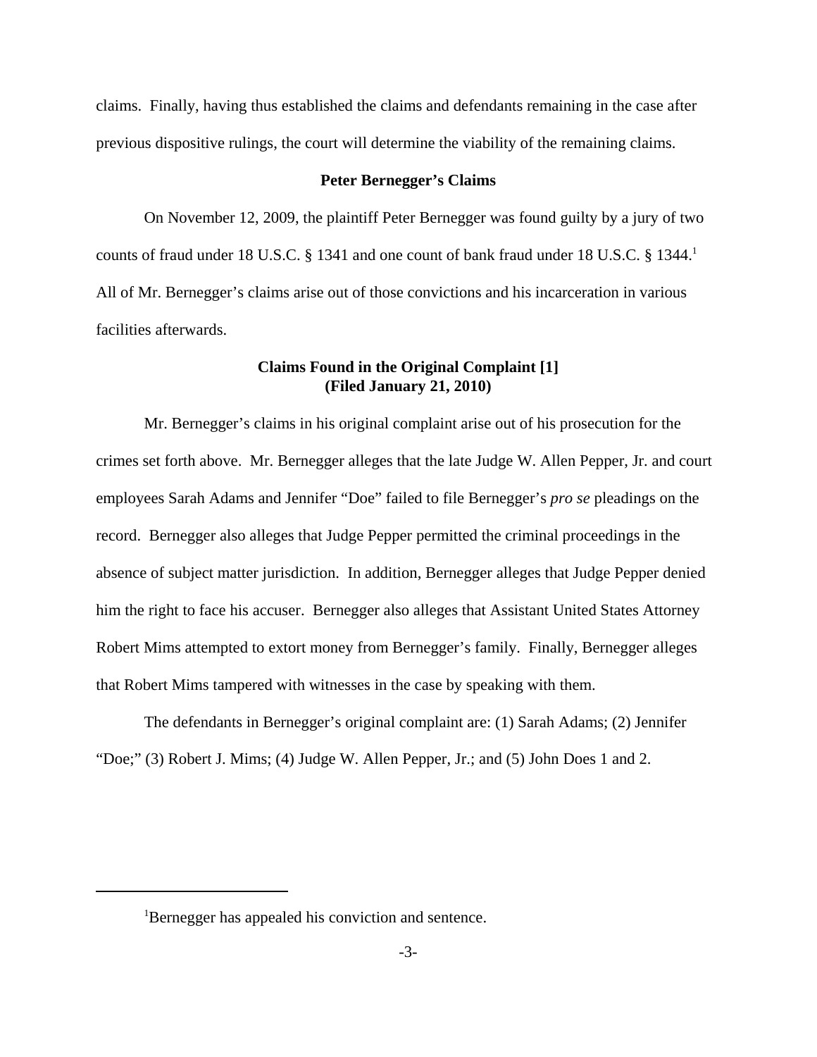claims. Finally, having thus established the claims and defendants remaining in the case after previous dispositive rulings, the court will determine the viability of the remaining claims.

**Peter Bernegger's Claims**

On November 12, 2009, the plaintiff Peter Bernegger was found guilty by a jury of two counts of fraud under 18 U.S.C. § 1341 and one count of bank fraud under 18 U.S.C. § 1344.[1] All of Mr. Bernegger's claims arise out of those convictions and his incarceration in various facilities afterwards.

**Claims Found in the Original Complaint [1]**
**(Filed January 21, 2010)**

Mr. Bernegger's claims in his original complaint arise out of his prosecution for the crimes set forth above. Mr. Bernegger alleges that the late Judge W. Allen Pepper, Jr. and court employees Sarah Adams and Jennifer "Doe" failed to file Bernegger's *pro se* pleadings on the record. Bernegger also alleges that Judge Pepper permitted the criminal proceedings in the absence of subject matter jurisdiction. In addition, Bernegger alleges that Judge Pepper denied him the right to face his accuser. Bernegger also alleges that Assistant United States Attorney Robert Mims attempted to extort money from Bernegger's family. Finally, Bernegger alleges that Robert Mims tampered with witnesses in the case by speaking with them.

The defendants in Bernegger's original complaint are: (1) Sarah Adams; (2) Jennifer "Doe;" (3) Robert J. Mims; (4) Judge W. Allen Pepper, Jr.; and (5) John Does 1 and 2.

---

[1] Bernegger has appealed his conviction and sentence.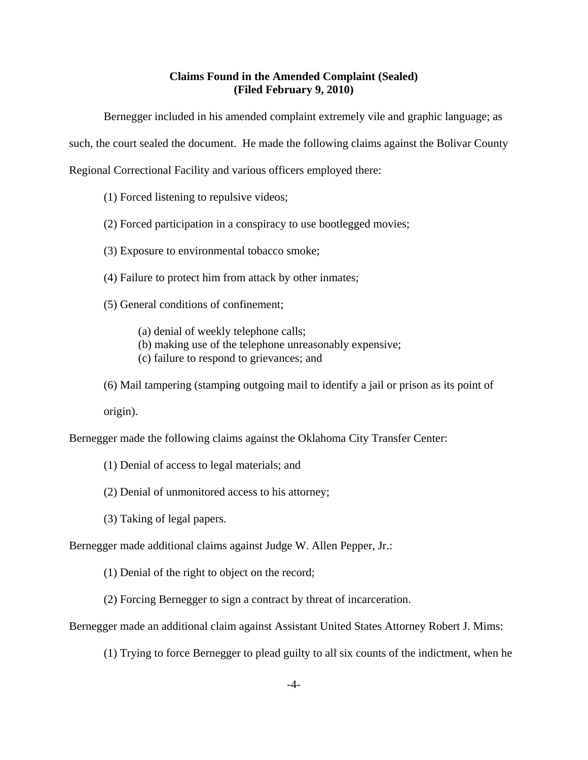**Claims Found in the Amended Complaint (Sealed)**
**(Filed February 9, 2010)**

Bernegger included in his amended complaint extremely vile and graphic language; as such, the court sealed the document. He made the following claims against the Bolivar County Regional Correctional Facility and various officers employed there:

(1) Forced listening to repulsive videos;

(2) Forced participation in a conspiracy to use bootlegged movies;

(3) Exposure to environmental tobacco smoke;

(4) Failure to protect him from attack by other inmates;

(5) General conditions of confinement;

(a) denial of weekly telephone calls;
(b) making use of the telephone unreasonably expensive;
(c) failure to respond to grievances; and

(6) Mail tampering (stamping outgoing mail to identify a jail or prison as its point of origin).

Bernegger made the following claims against the Oklahoma City Transfer Center:

(1) Denial of access to legal materials; and

(2) Denial of unmonitored access to his attorney;

(3) Taking of legal papers.

Bernegger made additional claims against Judge W. Allen Pepper, Jr.:

(1) Denial of the right to object on the record;

(2) Forcing Bernegger to sign a contract by threat of incarceration.

Bernegger made an additional claim against Assistant United States Attorney Robert J. Mims:

(1) Trying to force Bernegger to plead guilty to all six counts of the indictment, when he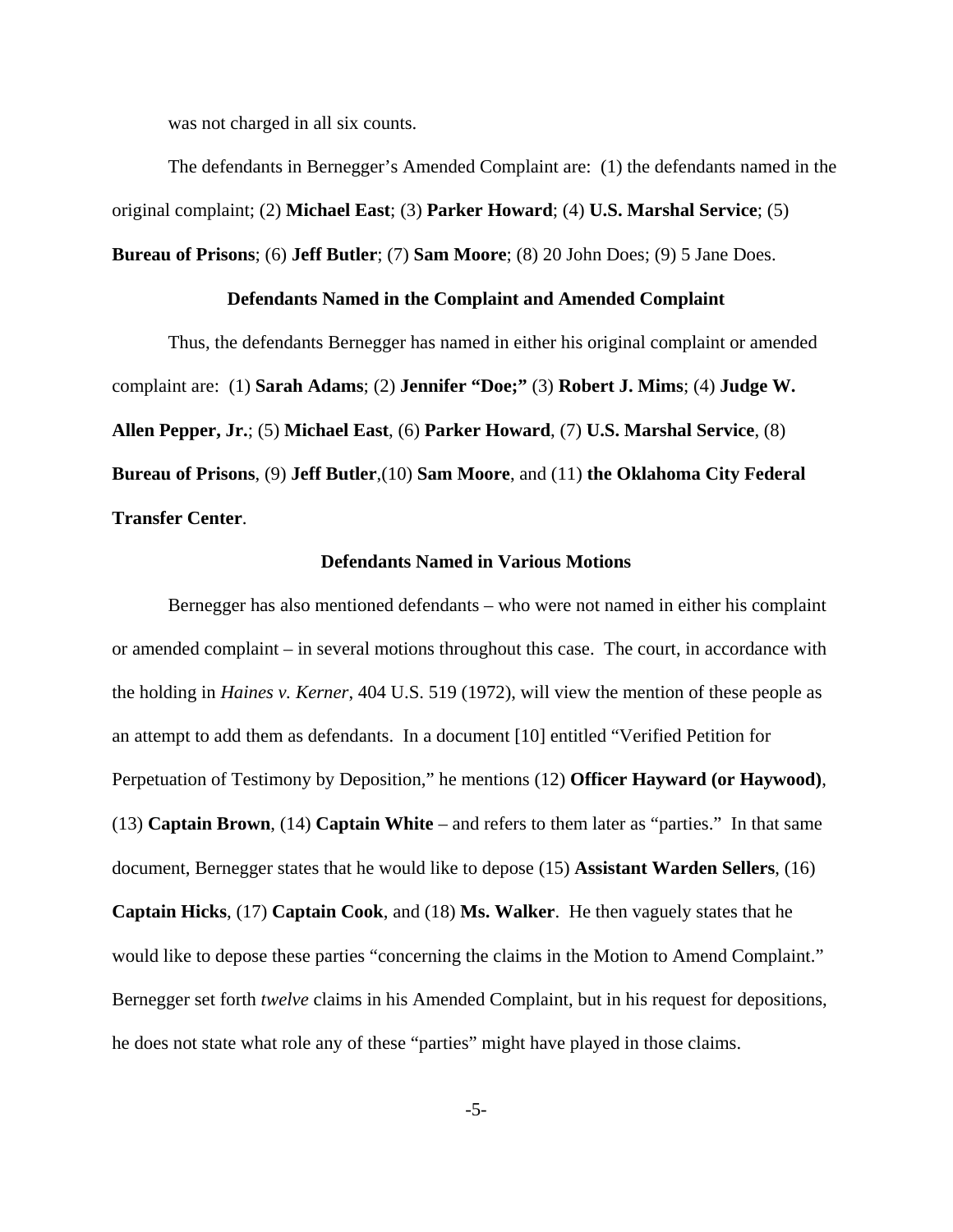was not charged in all six counts.

The defendants in Bernegger's Amended Complaint are: (1) the defendants named in the original complaint; (2) **Michael East**; (3) **Parker Howard**; (4) **U.S. Marshal Service**; (5) **Bureau of Prisons**; (6) **Jeff Butler**; (7) **Sam Moore**; (8) 20 John Does; (9) 5 Jane Does.

**Defendants Named in the Complaint and Amended Complaint**

Thus, the defendants Bernegger has named in either his original complaint or amended complaint are: (1) **Sarah Adams**; (2) **Jennifer "Doe;"** (3) **Robert J. Mims**; (4) **Judge W. Allen Pepper, Jr.**; (5) **Michael East**, (6) **Parker Howard**, (7) **U.S. Marshal Service**, (8) **Bureau of Prisons**, (9) **Jeff Butler**,(10) **Sam Moore**, and (11) **the Oklahoma City Federal Transfer Center**.

**Defendants Named in Various Motions**

Bernegger has also mentioned defendants – who were not named in either his complaint or amended complaint – in several motions throughout this case. The court, in accordance with the holding in *Haines v. Kerner*, 404 U.S. 519 (1972), will view the mention of these people as an attempt to add them as defendants. In a document [10] entitled "Verified Petition for Perpetuation of Testimony by Deposition," he mentions (12) **Officer Hayward (or Haywood)**, (13) **Captain Brown**, (14) **Captain White** – and refers to them later as "parties." In that same document, Bernegger states that he would like to depose (15) **Assistant Warden Sellers**, (16) **Captain Hicks**, (17) **Captain Cook**, and (18) **Ms. Walker**. He then vaguely states that he would like to depose these parties "concerning the claims in the Motion to Amend Complaint." Bernegger set forth *twelve* claims in his Amended Complaint, but in his request for depositions, he does not state what role any of these "parties" might have played in those claims.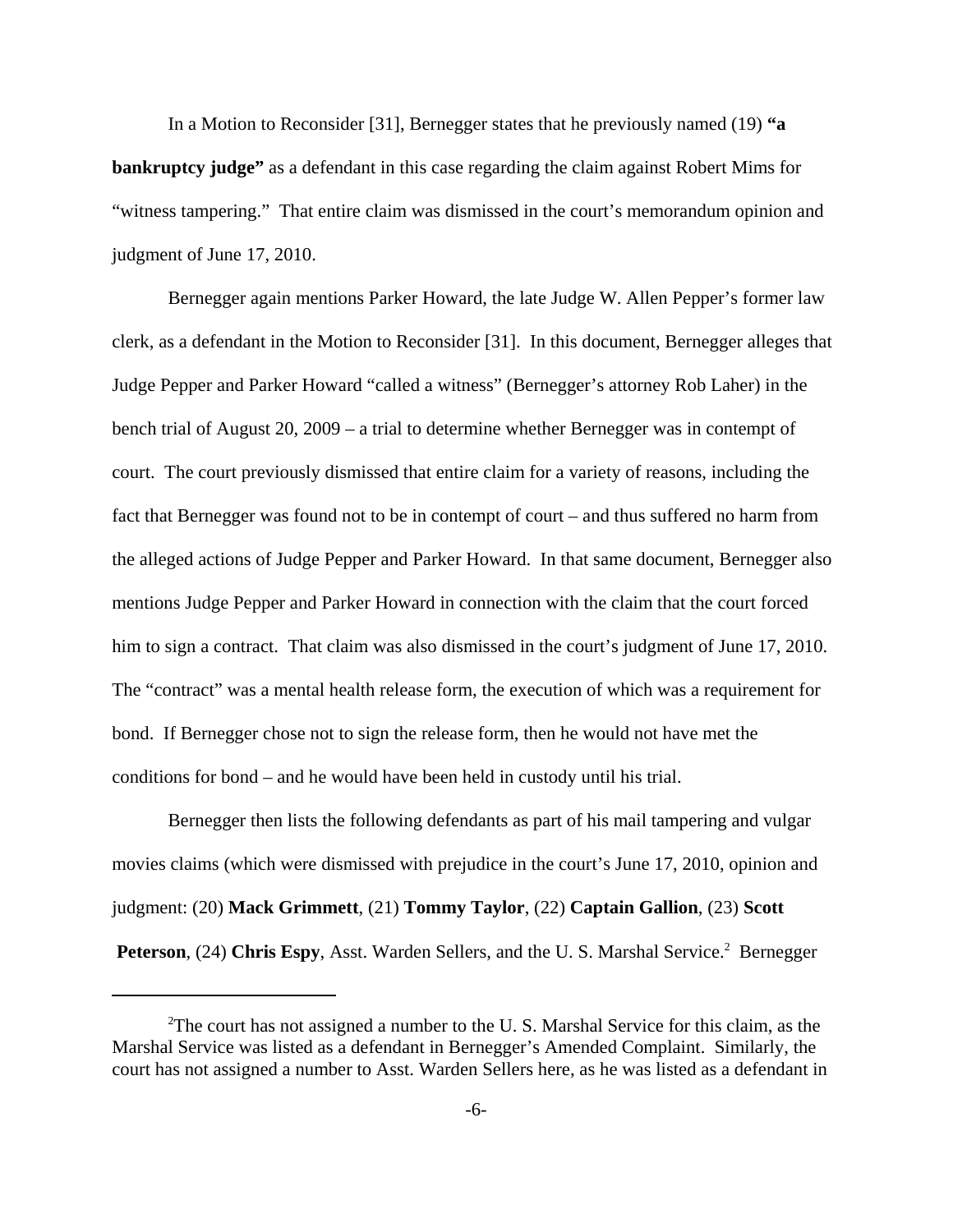In a Motion to Reconsider [31], Bernegger states that he previously named (19) **"a bankruptcy judge"** as a defendant in this case regarding the claim against Robert Mims for "witness tampering." That entire claim was dismissed in the court's memorandum opinion and judgment of June 17, 2010.

Bernegger again mentions Parker Howard, the late Judge W. Allen Pepper's former law clerk, as a defendant in the Motion to Reconsider [31]. In this document, Bernegger alleges that Judge Pepper and Parker Howard "called a witness" (Bernegger's attorney Rob Laher) in the bench trial of August 20, 2009 – a trial to determine whether Bernegger was in contempt of court. The court previously dismissed that entire claim for a variety of reasons, including the fact that Bernegger was found not to be in contempt of court – and thus suffered no harm from the alleged actions of Judge Pepper and Parker Howard. In that same document, Bernegger also mentions Judge Pepper and Parker Howard in connection with the claim that the court forced him to sign a contract. That claim was also dismissed in the court's judgment of June 17, 2010. The "contract" was a mental health release form, the execution of which was a requirement for bond. If Bernegger chose not to sign the release form, then he would not have met the conditions for bond – and he would have been held in custody until his trial.

Bernegger then lists the following defendants as part of his mail tampering and vulgar movies claims (which were dismissed with prejudice in the court's June 17, 2010, opinion and judgment: (20) **Mack Grimmett**, (21) **Tommy Taylor**, (22) **Captain Gallion**, (23) **Scott Peterson**, (24) **Chris Espy**, Asst. Warden Sellers, and the U. S. Marshal Service.[2] Bernegger

[2] The court has not assigned a number to the U. S. Marshal Service for this claim, as the Marshal Service was listed as a defendant in Bernegger's Amended Complaint. Similarly, the court has not assigned a number to Asst. Warden Sellers here, as he was listed as a defendant in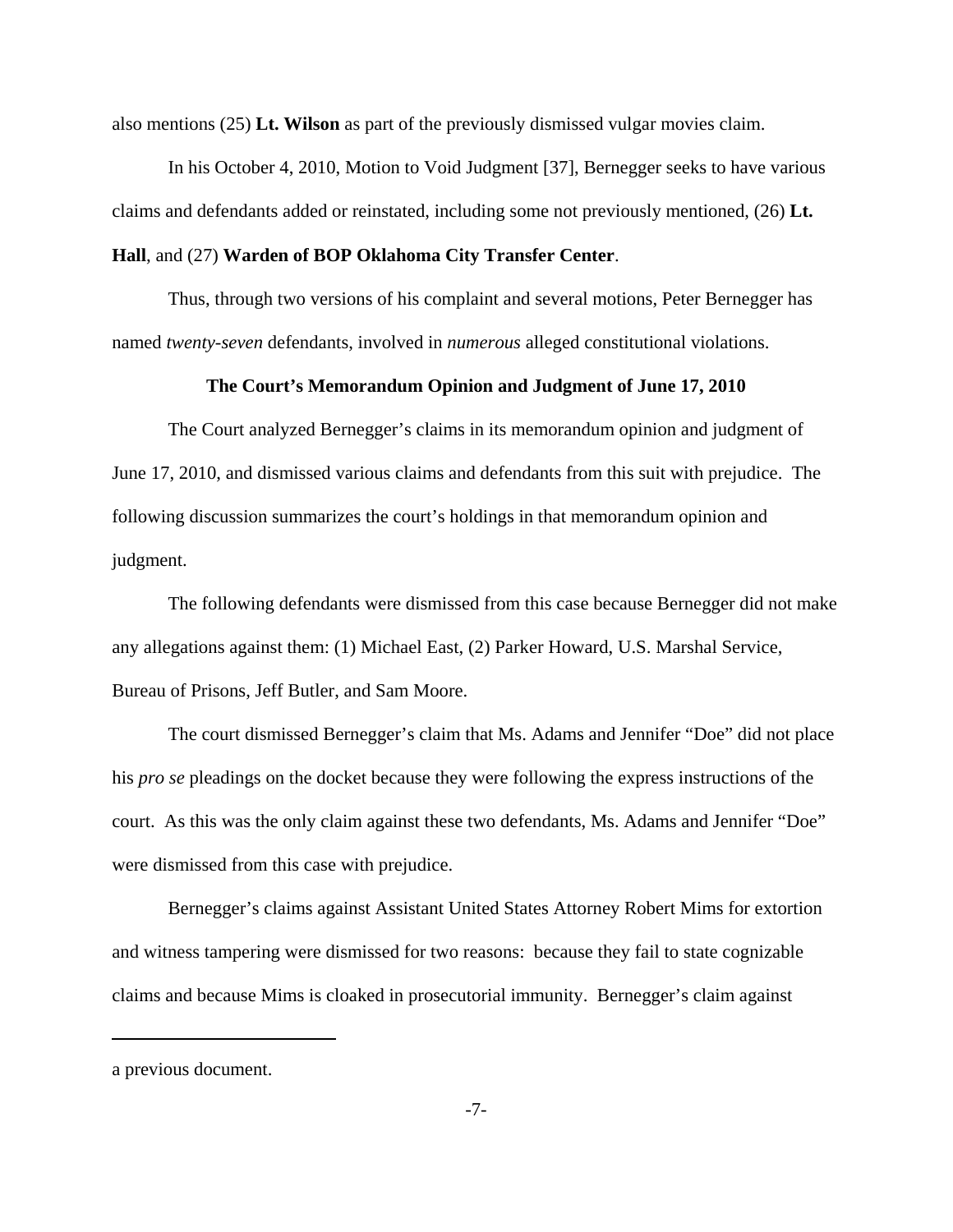also mentions (25) **Lt. Wilson** as part of the previously dismissed vulgar movies claim.

In his October 4, 2010, Motion to Void Judgment [37], Bernegger seeks to have various claims and defendants added or reinstated, including some not previously mentioned, (26) **Lt. Hall**, and (27) **Warden of BOP Oklahoma City Transfer Center**.

Thus, through two versions of his complaint and several motions, Peter Bernegger has named *twenty-seven* defendants, involved in *numerous* alleged constitutional violations.

**The Court's Memorandum Opinion and Judgment of June 17, 2010**

The Court analyzed Bernegger's claims in its memorandum opinion and judgment of June 17, 2010, and dismissed various claims and defendants from this suit with prejudice. The following discussion summarizes the court's holdings in that memorandum opinion and judgment.

The following defendants were dismissed from this case because Bernegger did not make any allegations against them: (1) Michael East, (2) Parker Howard, U.S. Marshal Service, Bureau of Prisons, Jeff Butler, and Sam Moore.

The court dismissed Bernegger's claim that Ms. Adams and Jennifer "Doe" did not place his *pro se* pleadings on the docket because they were following the express instructions of the court. As this was the only claim against these two defendants, Ms. Adams and Jennifer "Doe" were dismissed from this case with prejudice.

Bernegger's claims against Assistant United States Attorney Robert Mims for extortion and witness tampering were dismissed for two reasons: because they fail to state cognizable claims and because Mims is cloaked in prosecutorial immunity. Bernegger's claim against

---

a previous document.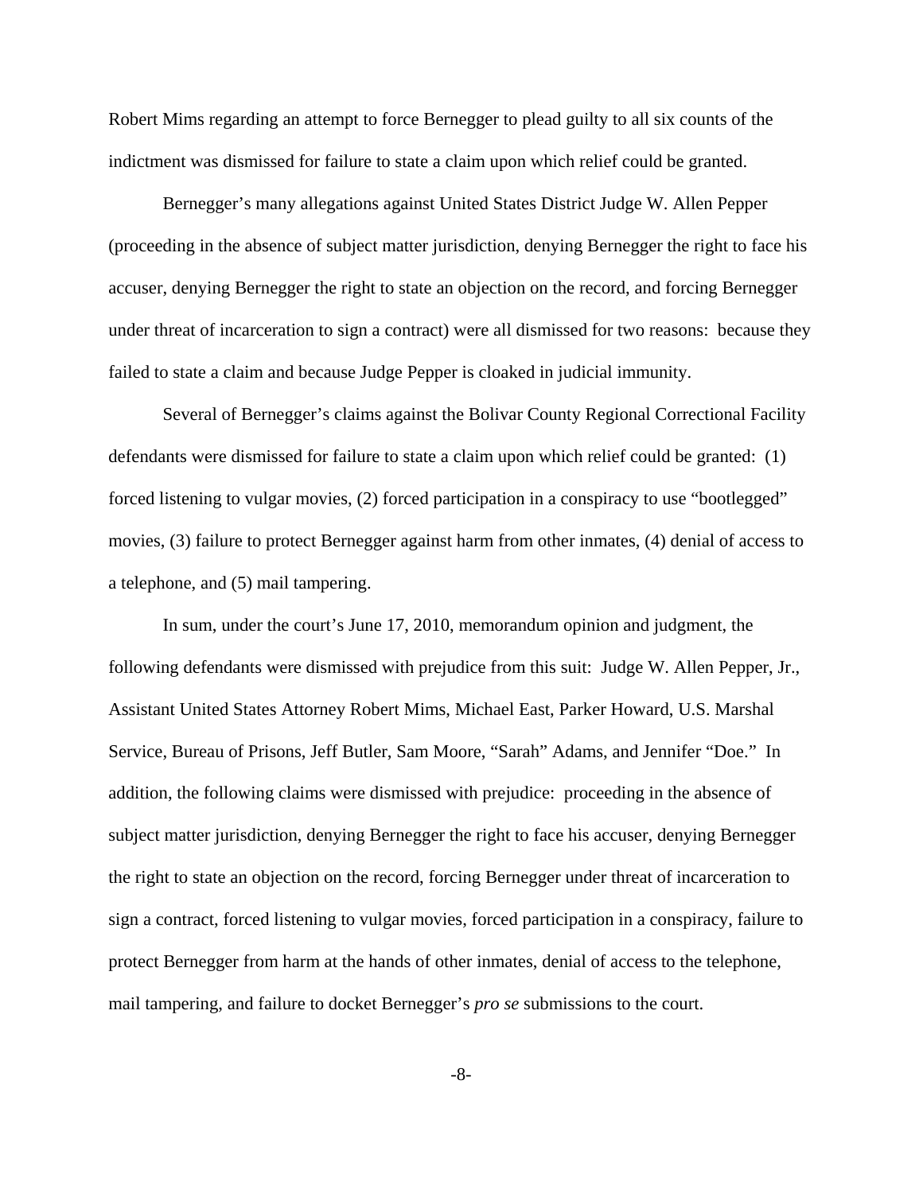Robert Mims regarding an attempt to force Bernegger to plead guilty to all six counts of the indictment was dismissed for failure to state a claim upon which relief could be granted.

Bernegger's many allegations against United States District Judge W. Allen Pepper (proceeding in the absence of subject matter jurisdiction, denying Bernegger the right to face his accuser, denying Bernegger the right to state an objection on the record, and forcing Bernegger under threat of incarceration to sign a contract) were all dismissed for two reasons: because they failed to state a claim and because Judge Pepper is cloaked in judicial immunity.

Several of Bernegger's claims against the Bolivar County Regional Correctional Facility defendants were dismissed for failure to state a claim upon which relief could be granted: (1) forced listening to vulgar movies, (2) forced participation in a conspiracy to use "bootlegged" movies, (3) failure to protect Bernegger against harm from other inmates, (4) denial of access to a telephone, and (5) mail tampering.

In sum, under the court's June 17, 2010, memorandum opinion and judgment, the following defendants were dismissed with prejudice from this suit: Judge W. Allen Pepper, Jr., Assistant United States Attorney Robert Mims, Michael East, Parker Howard, U.S. Marshal Service, Bureau of Prisons, Jeff Butler, Sam Moore, "Sarah" Adams, and Jennifer "Doe." In addition, the following claims were dismissed with prejudice: proceeding in the absence of subject matter jurisdiction, denying Bernegger the right to face his accuser, denying Bernegger the right to state an objection on the record, forcing Bernegger under threat of incarceration to sign a contract, forced listening to vulgar movies, forced participation in a conspiracy, failure to protect Bernegger from harm at the hands of other inmates, denial of access to the telephone, mail tampering, and failure to docket Bernegger's *pro se* submissions to the court.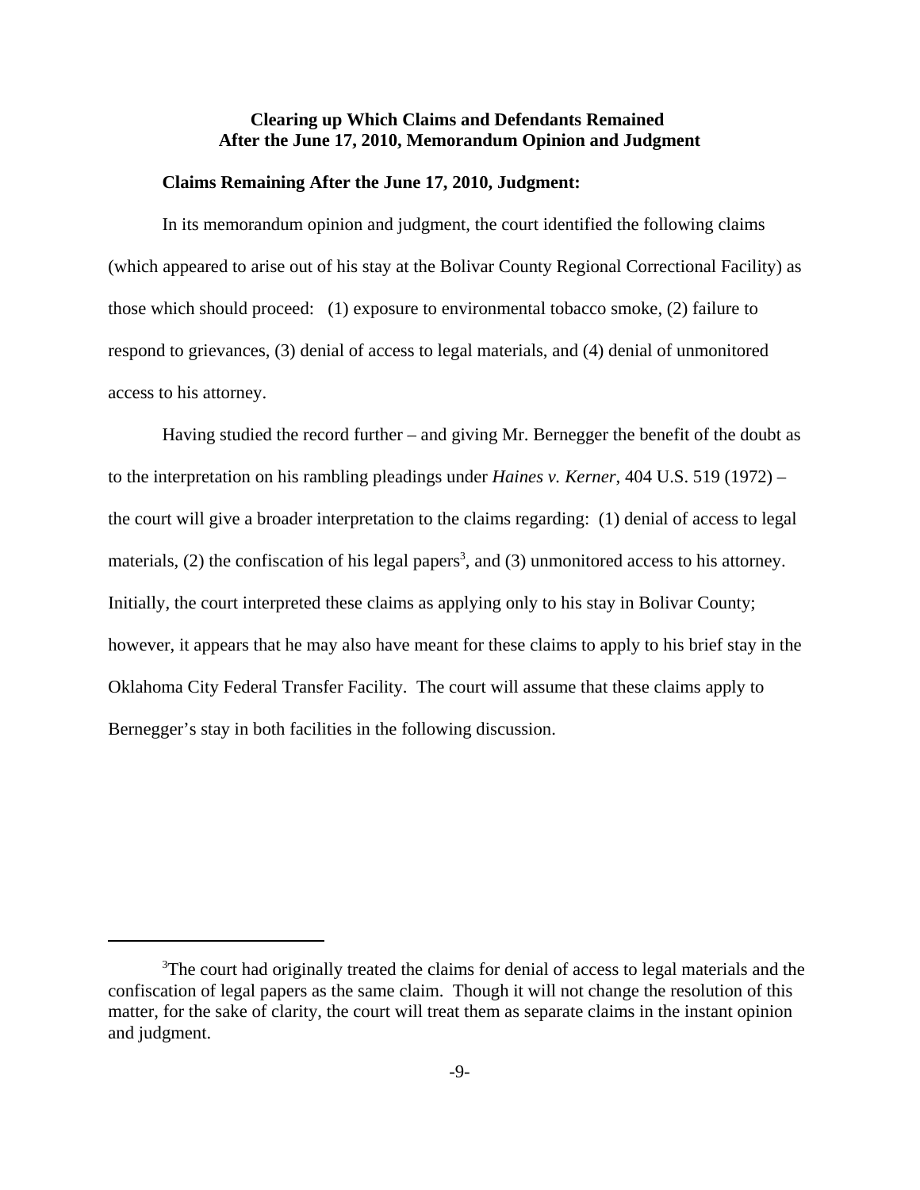## Clearing up Which Claims and Defendants Remained After the June 17, 2010, Memorandum Opinion and Judgment

**Claims Remaining After the June 17, 2010, Judgment:**

In its memorandum opinion and judgment, the court identified the following claims (which appeared to arise out of his stay at the Bolivar County Regional Correctional Facility) as those which should proceed: (1) exposure to environmental tobacco smoke, (2) failure to respond to grievances, (3) denial of access to legal materials, and (4) denial of unmonitored access to his attorney.

Having studied the record further – and giving Mr. Bernegger the benefit of the doubt as to the interpretation on his rambling pleadings under *Haines v. Kerner*, 404 U.S. 519 (1972) – the court will give a broader interpretation to the claims regarding: (1) denial of access to legal materials, (2) the confiscation of his legal papers[3], and (3) unmonitored access to his attorney. Initially, the court interpreted these claims as applying only to his stay in Bolivar County; however, it appears that he may also have meant for these claims to apply to his brief stay in the Oklahoma City Federal Transfer Facility. The court will assume that these claims apply to Bernegger's stay in both facilities in the following discussion.

---

[3]The court had originally treated the claims for denial of access to legal materials and the confiscation of legal papers as the same claim. Though it will not change the resolution of this matter, for the sake of clarity, the court will treat them as separate claims in the instant opinion and judgment.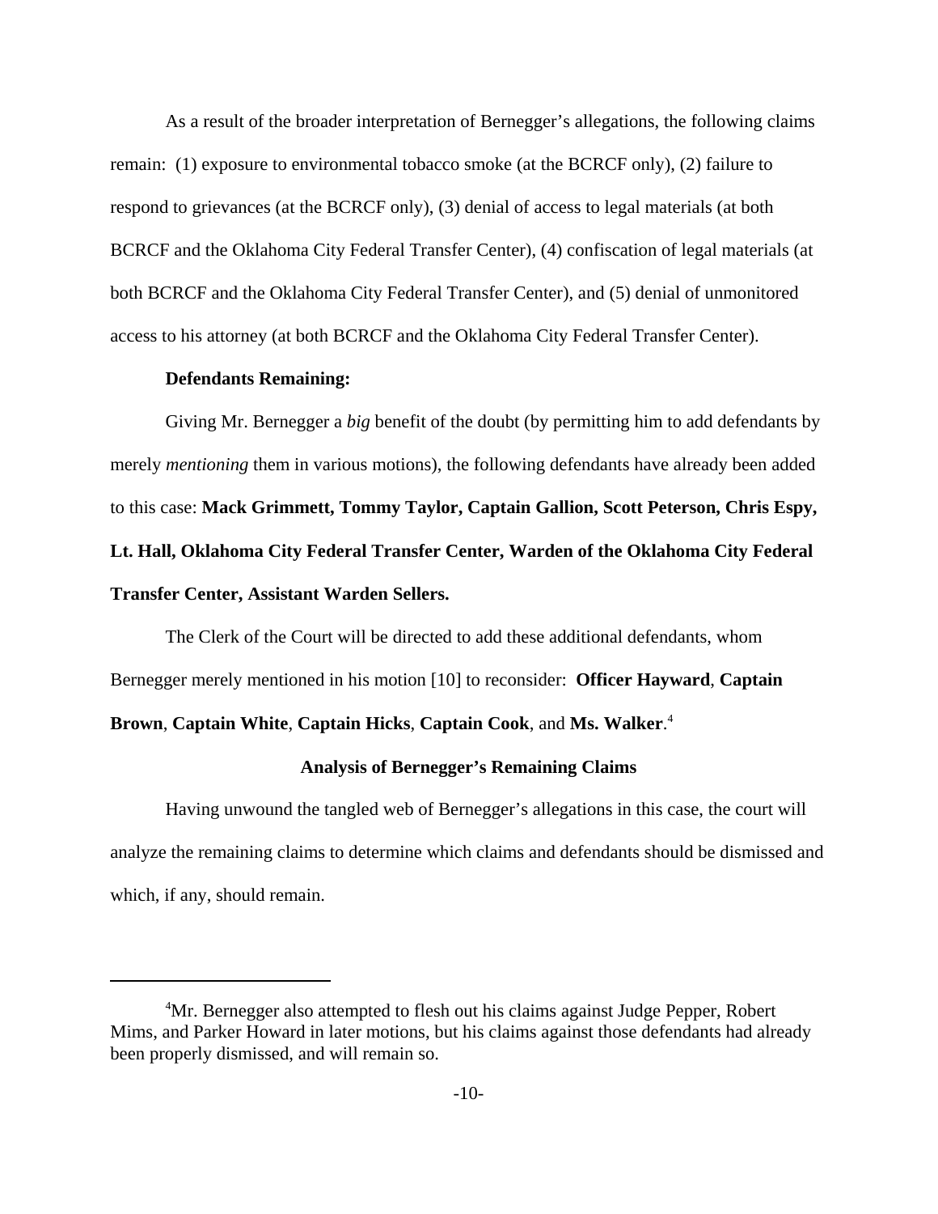As a result of the broader interpretation of Bernegger's allegations, the following claims remain: (1) exposure to environmental tobacco smoke (at the BCRCF only), (2) failure to respond to grievances (at the BCRCF only), (3) denial of access to legal materials (at both BCRCF and the Oklahoma City Federal Transfer Center), (4) confiscation of legal materials (at both BCRCF and the Oklahoma City Federal Transfer Center), and (5) denial of unmonitored access to his attorney (at both BCRCF and the Oklahoma City Federal Transfer Center).

**Defendants Remaining:**

Giving Mr. Bernegger a *big* benefit of the doubt (by permitting him to add defendants by merely *mentioning* them in various motions), the following defendants have already been added to this case: **Mack Grimmett, Tommy Taylor, Captain Gallion, Scott Peterson, Chris Espy, Lt. Hall, Oklahoma City Federal Transfer Center, Warden of the Oklahoma City Federal Transfer Center, Assistant Warden Sellers.**

The Clerk of the Court will be directed to add these additional defendants, whom Bernegger merely mentioned in his motion [10] to reconsider: **Officer Hayward**, **Captain Brown**, **Captain White**, **Captain Hicks**, **Captain Cook**, and **Ms. Walker**.[4]

## Analysis of Bernegger's Remaining Claims

Having unwound the tangled web of Bernegger's allegations in this case, the court will analyze the remaining claims to determine which claims and defendants should be dismissed and which, if any, should remain.

[4]Mr. Bernegger also attempted to flesh out his claims against Judge Pepper, Robert Mims, and Parker Howard in later motions, but his claims against those defendants had already been properly dismissed, and will remain so.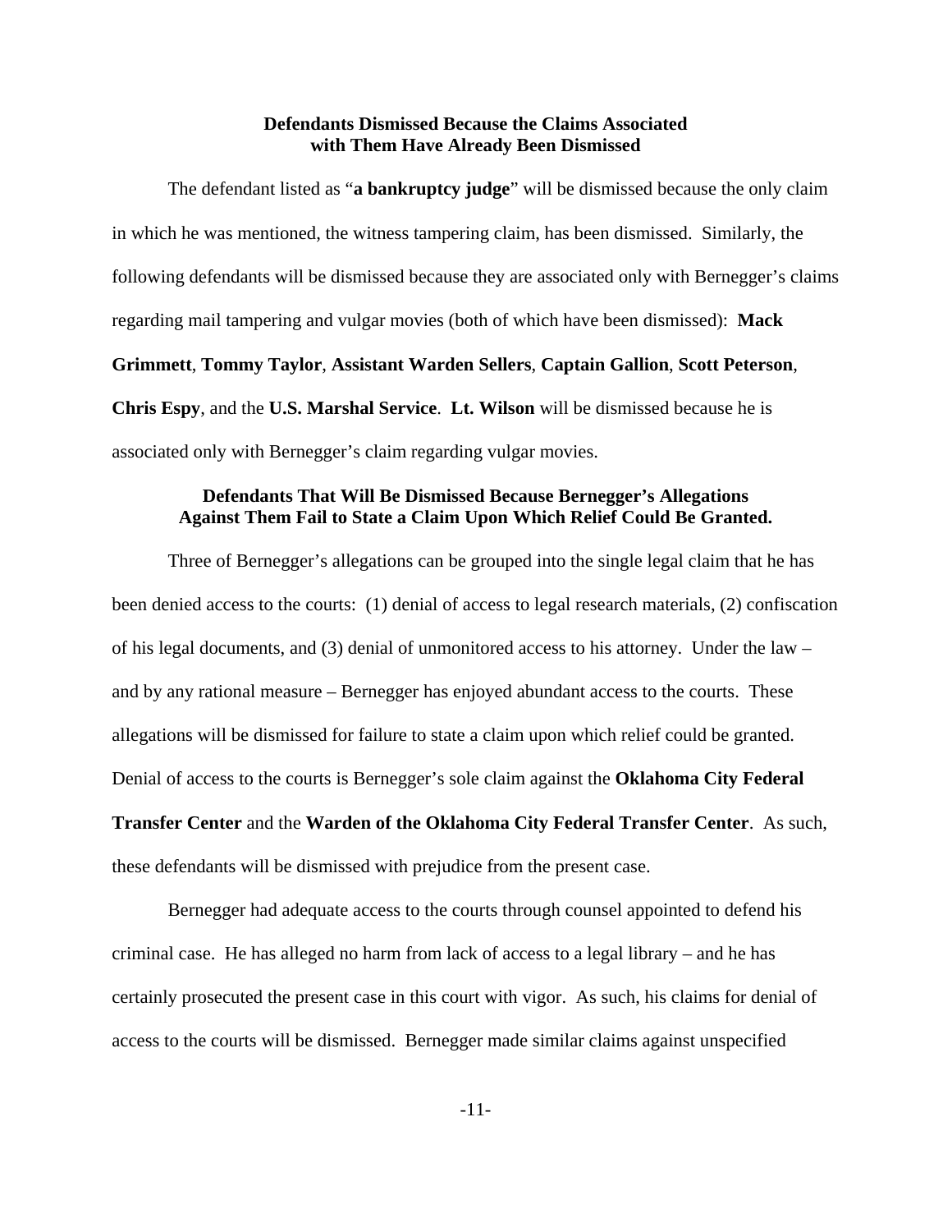**Defendants Dismissed Because the Claims Associated with Them Have Already Been Dismissed**

The defendant listed as "**a bankruptcy judge**" will be dismissed because the only claim in which he was mentioned, the witness tampering claim, has been dismissed. Similarly, the following defendants will be dismissed because they are associated only with Bernegger's claims regarding mail tampering and vulgar movies (both of which have been dismissed): **Mack Grimmett**, **Tommy Taylor**, **Assistant Warden Sellers**, **Captain Gallion**, **Scott Peterson**, **Chris Espy**, and the **U.S. Marshal Service**. **Lt. Wilson** will be dismissed because he is associated only with Bernegger's claim regarding vulgar movies.

**Defendants That Will Be Dismissed Because Bernegger's Allegations Against Them Fail to State a Claim Upon Which Relief Could Be Granted.**

Three of Bernegger's allegations can be grouped into the single legal claim that he has been denied access to the courts: (1) denial of access to legal research materials, (2) confiscation of his legal documents, and (3) denial of unmonitored access to his attorney. Under the law – and by any rational measure – Bernegger has enjoyed abundant access to the courts. These allegations will be dismissed for failure to state a claim upon which relief could be granted. Denial of access to the courts is Bernegger's sole claim against the **Oklahoma City Federal Transfer Center** and the **Warden of the Oklahoma City Federal Transfer Center**. As such, these defendants will be dismissed with prejudice from the present case.

Bernegger had adequate access to the courts through counsel appointed to defend his criminal case. He has alleged no harm from lack of access to a legal library – and he has certainly prosecuted the present case in this court with vigor. As such, his claims for denial of access to the courts will be dismissed. Bernegger made similar claims against unspecified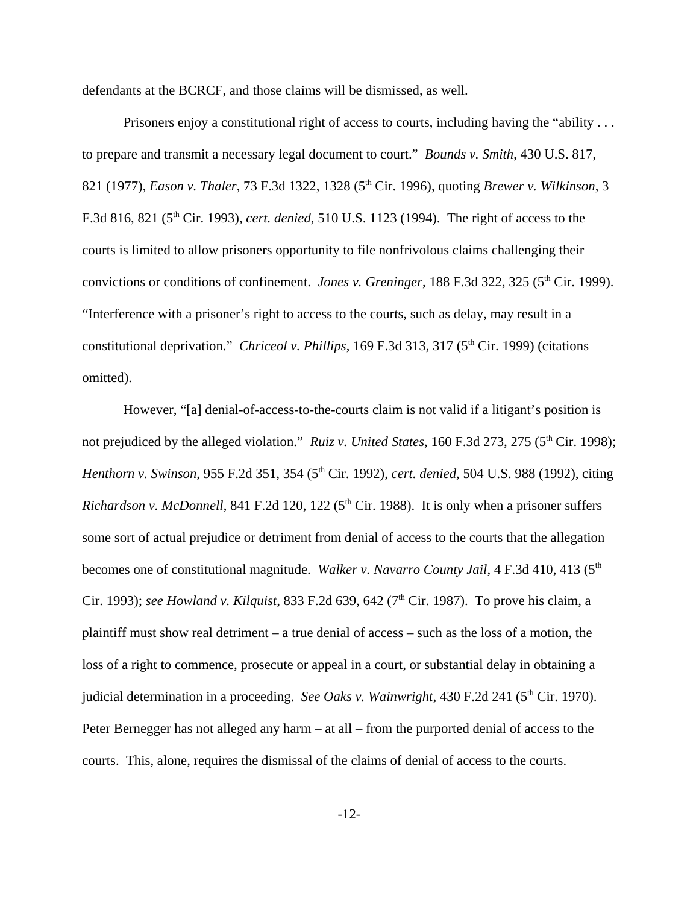defendants at the BCRCF, and those claims will be dismissed, as well.

Prisoners enjoy a constitutional right of access to courts, including having the "ability . . . to prepare and transmit a necessary legal document to court." *Bounds v. Smith*, 430 U.S. 817, 821 (1977), *Eason v. Thaler*, 73 F.3d 1322, 1328 (5th Cir. 1996), quoting *Brewer v. Wilkinson*, 3 F.3d 816, 821 (5th Cir. 1993), *cert. denied*, 510 U.S. 1123 (1994). The right of access to the courts is limited to allow prisoners opportunity to file nonfrivolous claims challenging their convictions or conditions of confinement. *Jones v. Greninger*, 188 F.3d 322, 325 (5th Cir. 1999). "Interference with a prisoner's right to access to the courts, such as delay, may result in a constitutional deprivation." *Chriceol v. Phillips*, 169 F.3d 313, 317 (5th Cir. 1999) (citations omitted).

However, "[a] denial-of-access-to-the-courts claim is not valid if a litigant's position is not prejudiced by the alleged violation." *Ruiz v. United States*, 160 F.3d 273, 275 (5th Cir. 1998); *Henthorn v. Swinson*, 955 F.2d 351, 354 (5th Cir. 1992), *cert. denied*, 504 U.S. 988 (1992), citing *Richardson v. McDonnell*, 841 F.2d 120, 122 (5th Cir. 1988). It is only when a prisoner suffers some sort of actual prejudice or detriment from denial of access to the courts that the allegation becomes one of constitutional magnitude. *Walker v. Navarro County Jail*, 4 F.3d 410, 413 (5th Cir. 1993); *see Howland v. Kilquist*, 833 F.2d 639, 642 (7th Cir. 1987). To prove his claim, a plaintiff must show real detriment – a true denial of access – such as the loss of a motion, the loss of a right to commence, prosecute or appeal in a court, or substantial delay in obtaining a judicial determination in a proceeding. *See Oaks v. Wainwright*, 430 F.2d 241 (5th Cir. 1970). Peter Bernegger has not alleged any harm – at all – from the purported denial of access to the courts. This, alone, requires the dismissal of the claims of denial of access to the courts.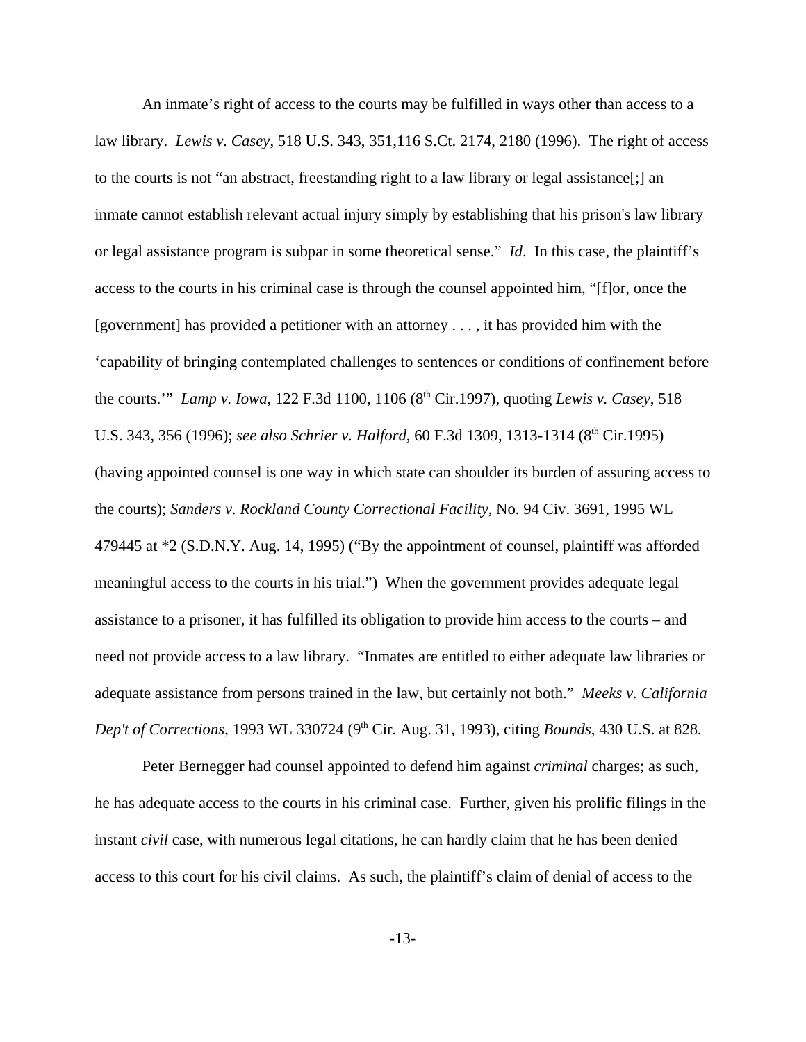An inmate's right of access to the courts may be fulfilled in ways other than access to a law library. *Lewis v. Casey*, 518 U.S. 343, 351,116 S.Ct. 2174, 2180 (1996). The right of access to the courts is not "an abstract, freestanding right to a law library or legal assistance[;] an inmate cannot establish relevant actual injury simply by establishing that his prison's law library or legal assistance program is subpar in some theoretical sense." *Id*. In this case, the plaintiff's access to the courts in his criminal case is through the counsel appointed him, "[f]or, once the [government] has provided a petitioner with an attorney . . . , it has provided him with the 'capability of bringing contemplated challenges to sentences or conditions of confinement before the courts.'" *Lamp v. Iowa*, 122 F.3d 1100, 1106 (8th Cir.1997), quoting *Lewis v. Casey*, 518 U.S. 343, 356 (1996); *see also Schrier v. Halford*, 60 F.3d 1309, 1313-1314 (8th Cir.1995) (having appointed counsel is one way in which state can shoulder its burden of assuring access to the courts); *Sanders v. Rockland County Correctional Facility*, No. 94 Civ. 3691, 1995 WL 479445 at *2 (S.D.N.Y. Aug. 14, 1995) ("By the appointment of counsel, plaintiff was afforded meaningful access to the courts in his trial.") When the government provides adequate legal assistance to a prisoner, it has fulfilled its obligation to provide him access to the courts – and need not provide access to a law library. "Inmates are entitled to either adequate law libraries or adequate assistance from persons trained in the law, but certainly not both." *Meeks v. California Dep't of Corrections*, 1993 WL 330724 (9th Cir. Aug. 31, 1993), citing *Bounds*, 430 U.S. at 828.

Peter Bernegger had counsel appointed to defend him against *criminal* charges; as such, he has adequate access to the courts in his criminal case. Further, given his prolific filings in the instant *civil* case, with numerous legal citations, he can hardly claim that he has been denied access to this court for his civil claims. As such, the plaintiff's claim of denial of access to the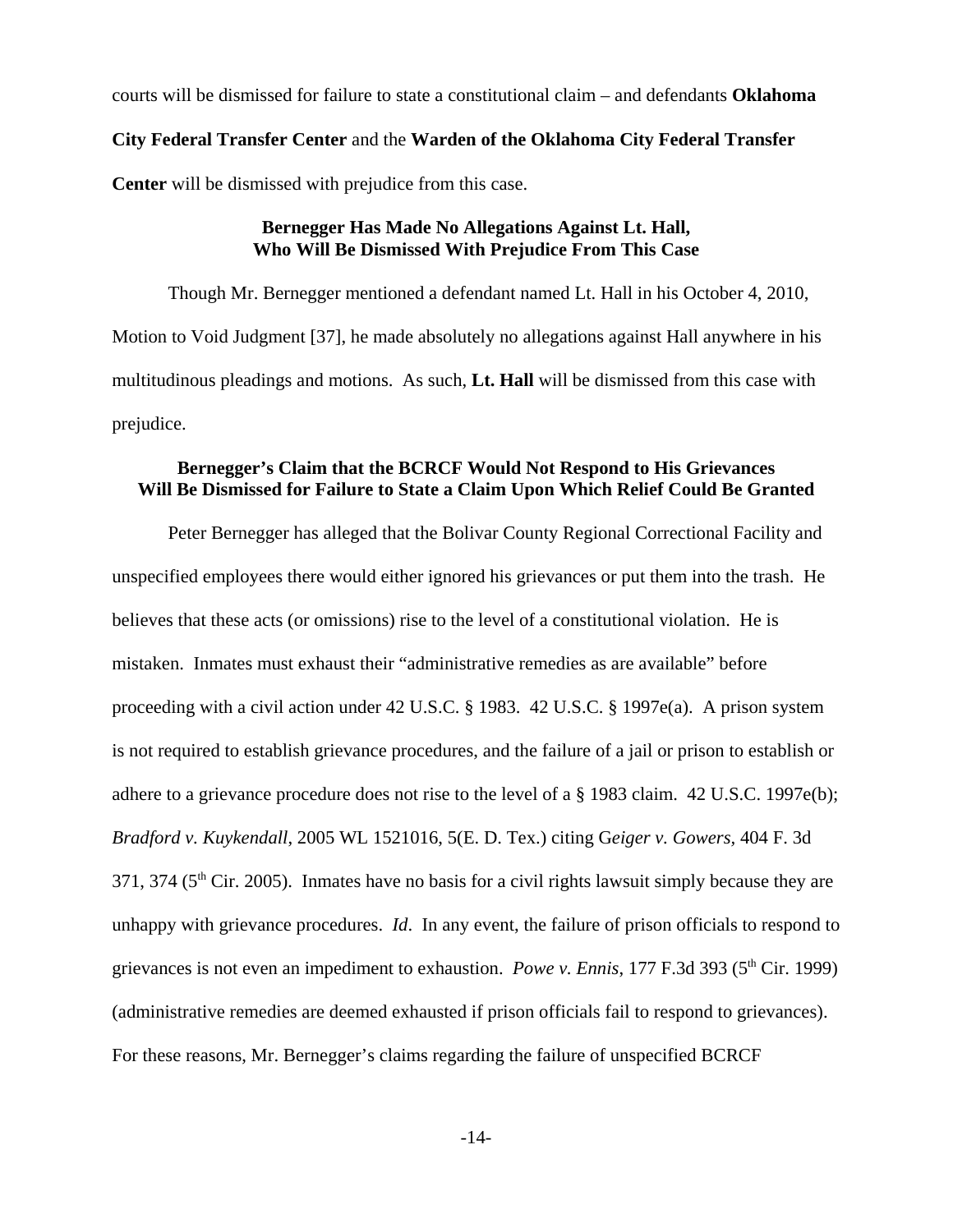courts will be dismissed for failure to state a constitutional claim – and defendants **Oklahoma City Federal Transfer Center** and the **Warden of the Oklahoma City Federal Transfer Center** will be dismissed with prejudice from this case.

**Bernegger Has Made No Allegations Against Lt. Hall, Who Will Be Dismissed With Prejudice From This Case**

Though Mr. Bernegger mentioned a defendant named Lt. Hall in his October 4, 2010, Motion to Void Judgment [37], he made absolutely no allegations against Hall anywhere in his multitudinous pleadings and motions. As such, **Lt. Hall** will be dismissed from this case with prejudice.

**Bernegger's Claim that the BCRCF Would Not Respond to His Grievances Will Be Dismissed for Failure to State a Claim Upon Which Relief Could Be Granted**

Peter Bernegger has alleged that the Bolivar County Regional Correctional Facility and unspecified employees there would either ignored his grievances or put them into the trash. He believes that these acts (or omissions) rise to the level of a constitutional violation. He is mistaken. Inmates must exhaust their "administrative remedies as are available" before proceeding with a civil action under 42 U.S.C. § 1983. 42 U.S.C. § 1997e(a). A prison system is not required to establish grievance procedures, and the failure of a jail or prison to establish or adhere to a grievance procedure does not rise to the level of a § 1983 claim. 42 U.S.C. 1997e(b); *Bradford v. Kuykendall*, 2005 WL 1521016, 5(E. D. Tex.) citing G*eiger v. Gowers,* 404 F. 3d 371, 374 (5th Cir. 2005). Inmates have no basis for a civil rights lawsuit simply because they are unhappy with grievance procedures. *Id*. In any event, the failure of prison officials to respond to grievances is not even an impediment to exhaustion. *Powe v. Ennis*, 177 F.3d 393 (5th Cir. 1999) (administrative remedies are deemed exhausted if prison officials fail to respond to grievances). For these reasons, Mr. Bernegger's claims regarding the failure of unspecified BCRCF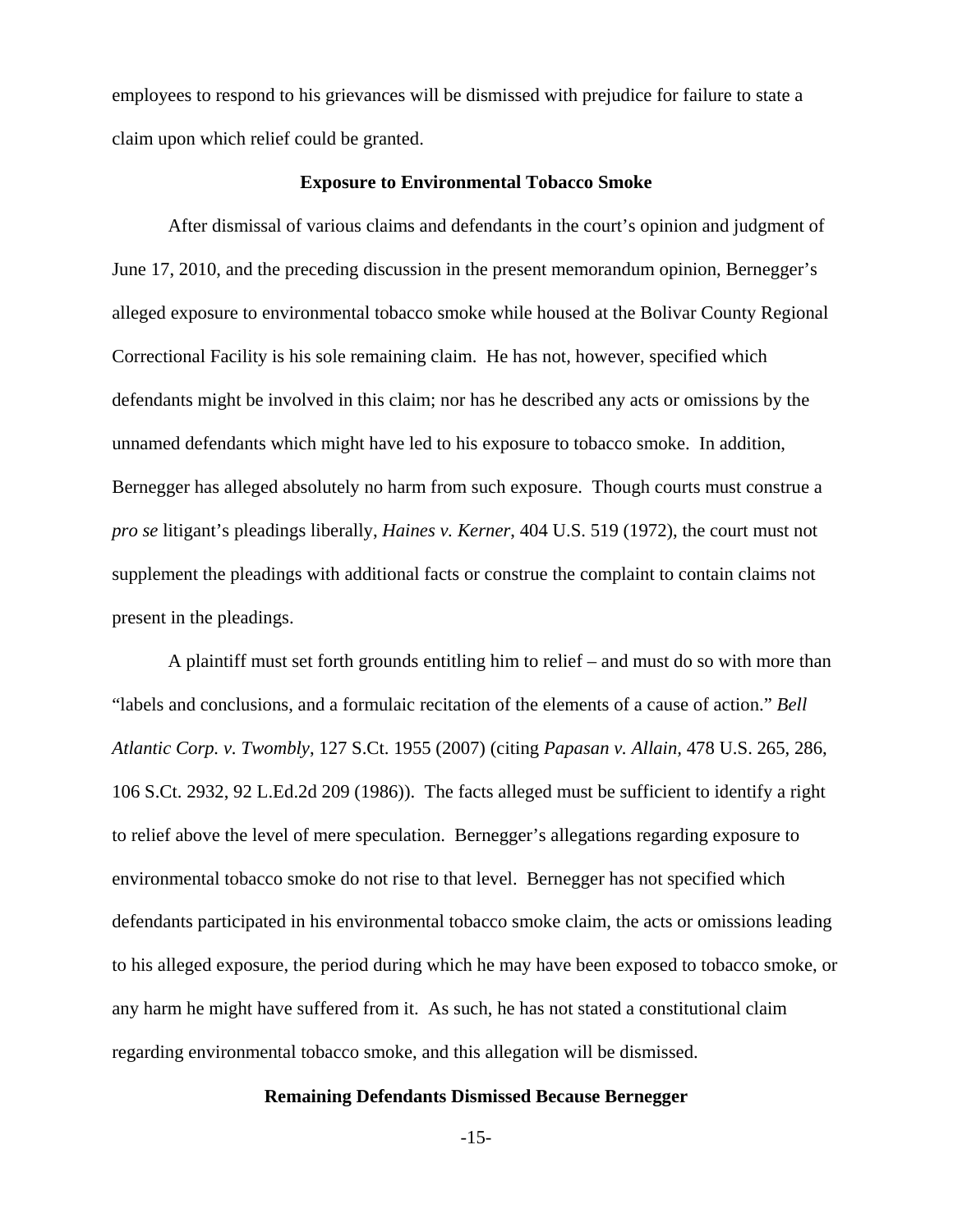employees to respond to his grievances will be dismissed with prejudice for failure to state a claim upon which relief could be granted.

## Exposure to Environmental Tobacco Smoke

After dismissal of various claims and defendants in the court's opinion and judgment of June 17, 2010, and the preceding discussion in the present memorandum opinion, Bernegger's alleged exposure to environmental tobacco smoke while housed at the Bolivar County Regional Correctional Facility is his sole remaining claim. He has not, however, specified which defendants might be involved in this claim; nor has he described any acts or omissions by the unnamed defendants which might have led to his exposure to tobacco smoke. In addition, Bernegger has alleged absolutely no harm from such exposure. Though courts must construe a *pro se* litigant's pleadings liberally, *Haines v. Kerner*, 404 U.S. 519 (1972), the court must not supplement the pleadings with additional facts or construe the complaint to contain claims not present in the pleadings.

A plaintiff must set forth grounds entitling him to relief – and must do so with more than "labels and conclusions, and a formulaic recitation of the elements of a cause of action." *Bell Atlantic Corp. v. Twombly*, 127 S.Ct. 1955 (2007) (citing *Papasan v. Allain*, 478 U.S. 265, 286, 106 S.Ct. 2932, 92 L.Ed.2d 209 (1986)). The facts alleged must be sufficient to identify a right to relief above the level of mere speculation. Bernegger's allegations regarding exposure to environmental tobacco smoke do not rise to that level. Bernegger has not specified which defendants participated in his environmental tobacco smoke claim, the acts or omissions leading to his alleged exposure, the period during which he may have been exposed to tobacco smoke, or any harm he might have suffered from it. As such, he has not stated a constitutional claim regarding environmental tobacco smoke, and this allegation will be dismissed.

## Remaining Defendants Dismissed Because Bernegger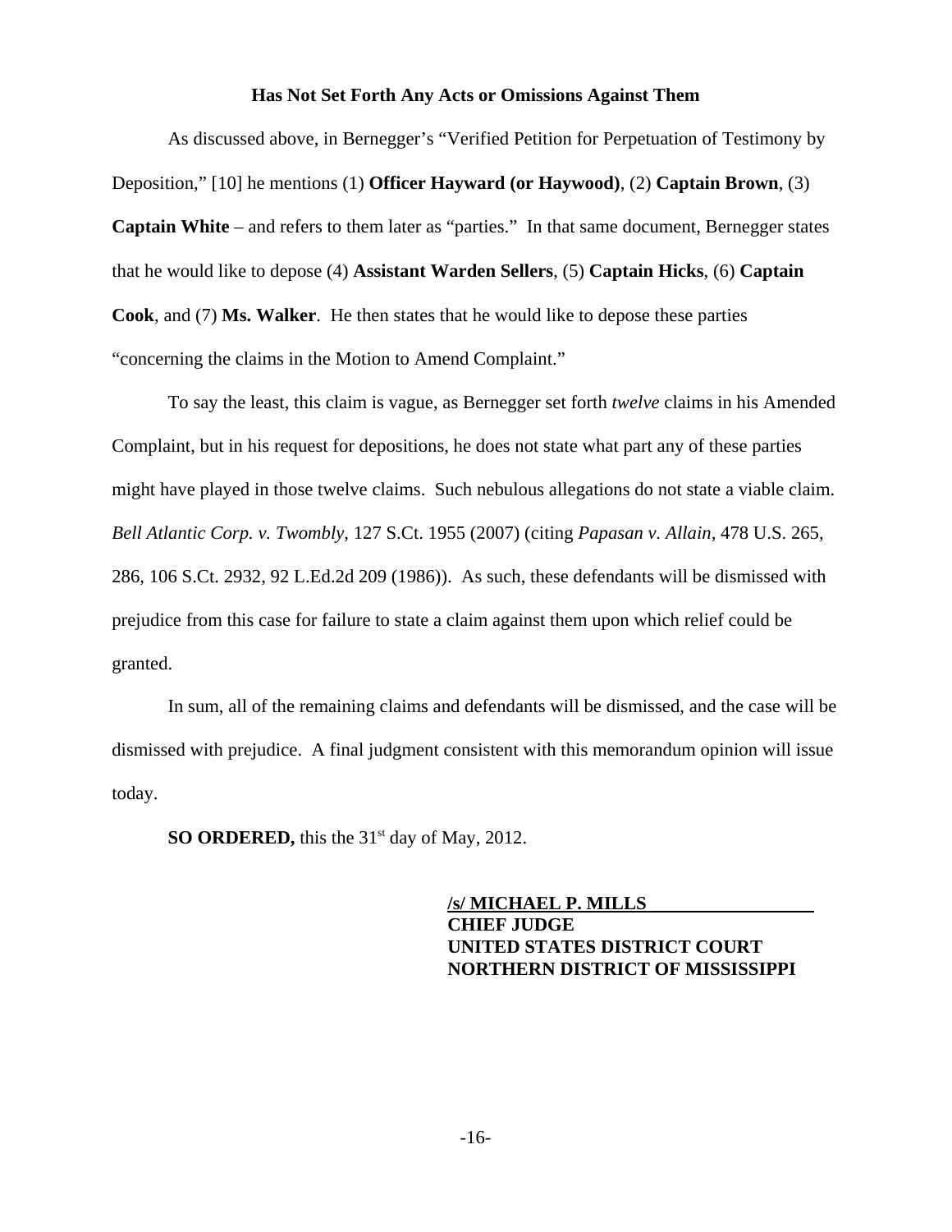**Has Not Set Forth Any Acts or Omissions Against Them**

As discussed above, in Bernegger's "Verified Petition for Perpetuation of Testimony by Deposition," [10] he mentions (1) **Officer Hayward (or Haywood)**, (2) **Captain Brown**, (3) **Captain White** – and refers to them later as "parties." In that same document, Bernegger states that he would like to depose (4) **Assistant Warden Sellers**, (5) **Captain Hicks**, (6) **Captain Cook**, and (7) **Ms. Walker**. He then states that he would like to depose these parties "concerning the claims in the Motion to Amend Complaint."

To say the least, this claim is vague, as Bernegger set forth *twelve* claims in his Amended Complaint, but in his request for depositions, he does not state what part any of these parties might have played in those twelve claims. Such nebulous allegations do not state a viable claim. *Bell Atlantic Corp. v. Twombly*, 127 S.Ct. 1955 (2007) (citing *Papasan v. Allain*, 478 U.S. 265, 286, 106 S.Ct. 2932, 92 L.Ed.2d 209 (1986)). As such, these defendants will be dismissed with prejudice from this case for failure to state a claim against them upon which relief could be granted.

In sum, all of the remaining claims and defendants will be dismissed, and the case will be dismissed with prejudice. A final judgment consistent with this memorandum opinion will issue today.

**SO ORDERED,** this the 31st day of May, 2012.

**/s/ MICHAEL P. MILLS**
**CHIEF JUDGE**
**UNITED STATES DISTRICT COURT**
**NORTHERN DISTRICT OF MISSISSIPPI**